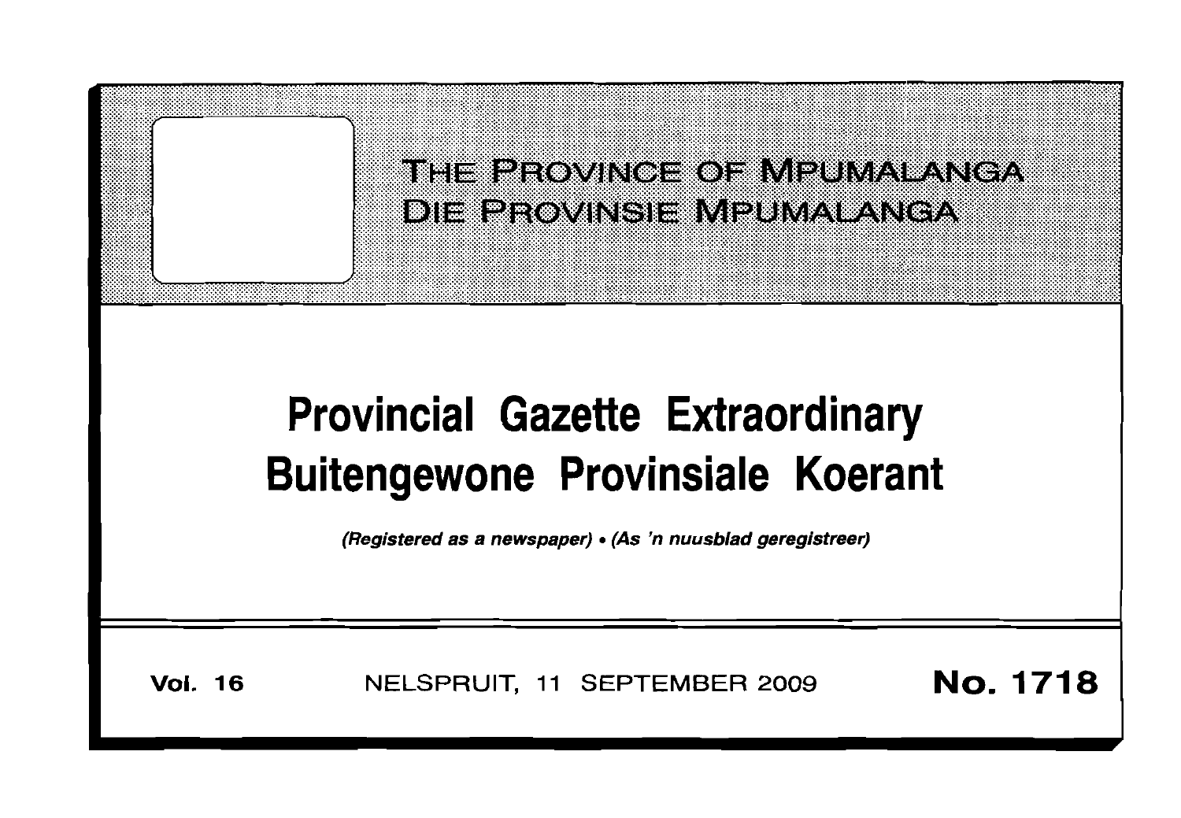THE PROVINCE OF MPUMALANGA
DIE PROVINSIE MPUMALANGA

# Provincial Gazette Extraordinary
# Buitengewone Provinsiale Koerant

*(Registered as a newspaper) • (As 'n nuusblad geregistreer)*

**Vol. 16** NELSPRUIT, 11 SEPTEMBER 2009 **No. 1718**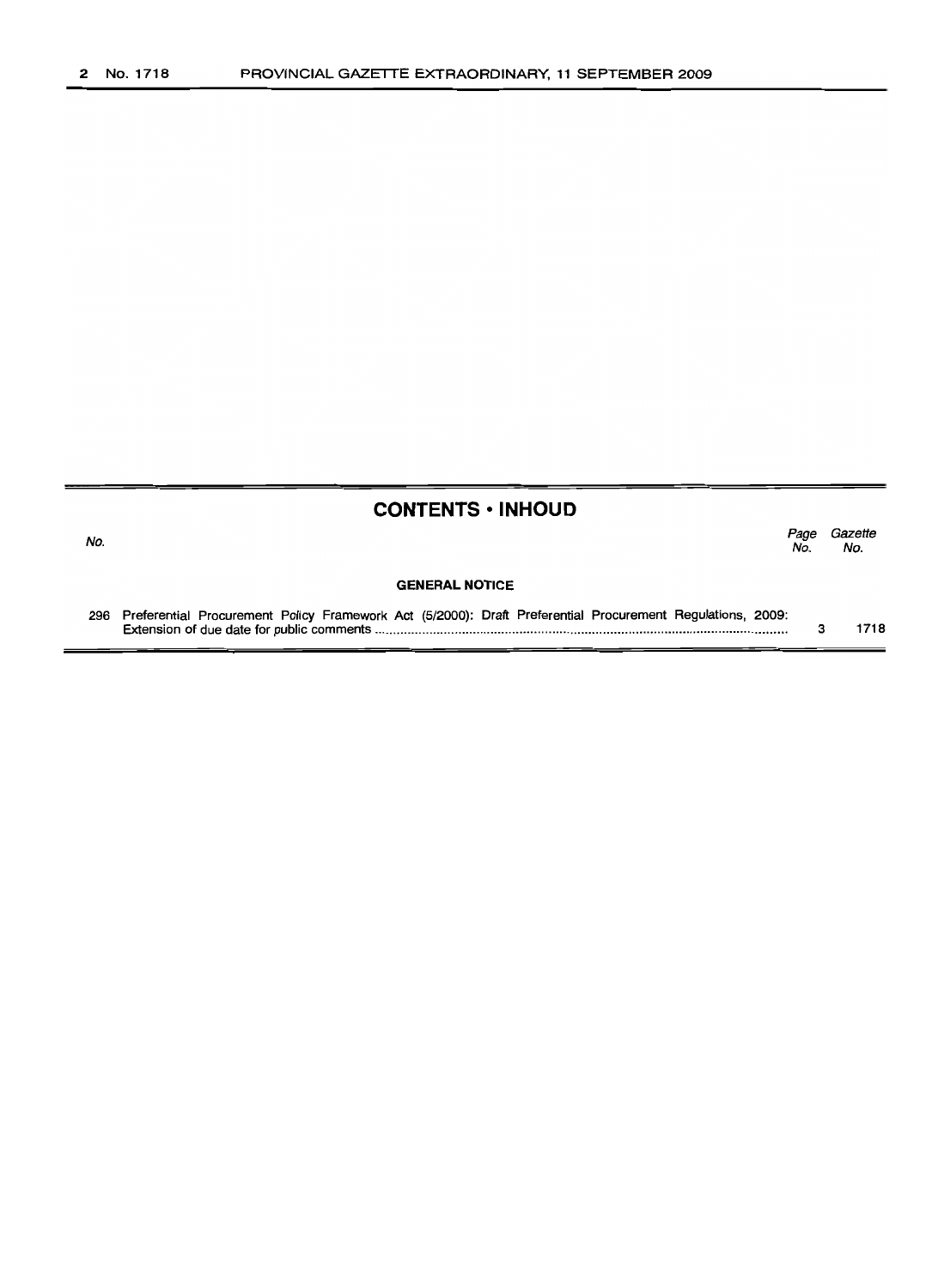## CONTENTS • INHOUD

| No. | | Page No. | Gazette No. |
|---|---|---|---|
| | **GENERAL NOTICE** | | |
| 296 | Preferential Procurement Policy Framework Act (5/2000): Draft Preferential Procurement Regulations, 2009: Extension of due date for public comments | 3 | 1718 |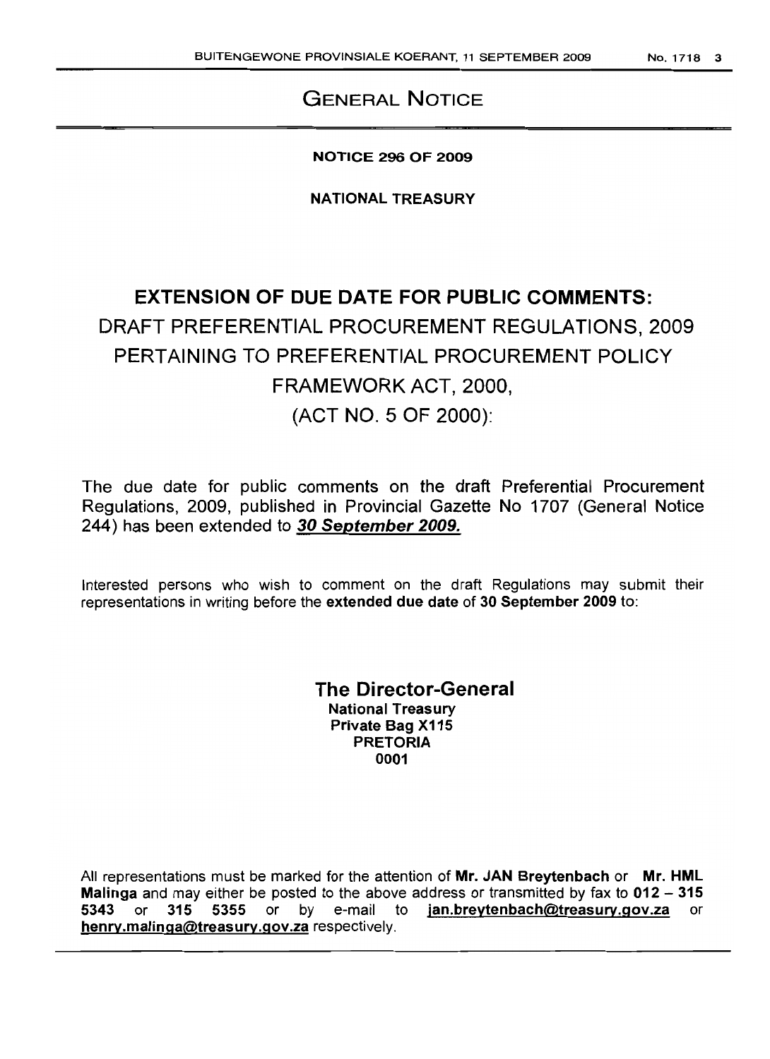# GENERAL NOTICE

**NOTICE 296 OF 2009**

**NATIONAL TREASURY**

## EXTENSION OF DUE DATE FOR PUBLIC COMMENTS:

## DRAFT PREFERENTIAL PROCUREMENT REGULATIONS, 2009 PERTAINING TO PREFERENTIAL PROCUREMENT POLICY FRAMEWORK ACT, 2000, (ACT NO. 5 OF 2000):

The due date for public comments on the draft Preferential Procurement Regulations, 2009, published in Provincial Gazette No 1707 (General Notice 244) has been extended to ***30 September 2009.***

Interested persons who wish to comment on the draft Regulations may submit their representations in writing before the **extended due date** of **30 September 2009** to:

**The Director-General**
**National Treasury**
**Private Bag X115**
**PRETORIA**
**0001**

All representations must be marked for the attention of **Mr. JAN Breytenbach** or **Mr. HML Malinga** and may either be posted to the above address or transmitted by fax to **012 – 315 5343** or **315 5355** or by e-mail to **jan.breytenbach@treasury.gov.za** or **henry.malinga@treasury.gov.za** respectively.